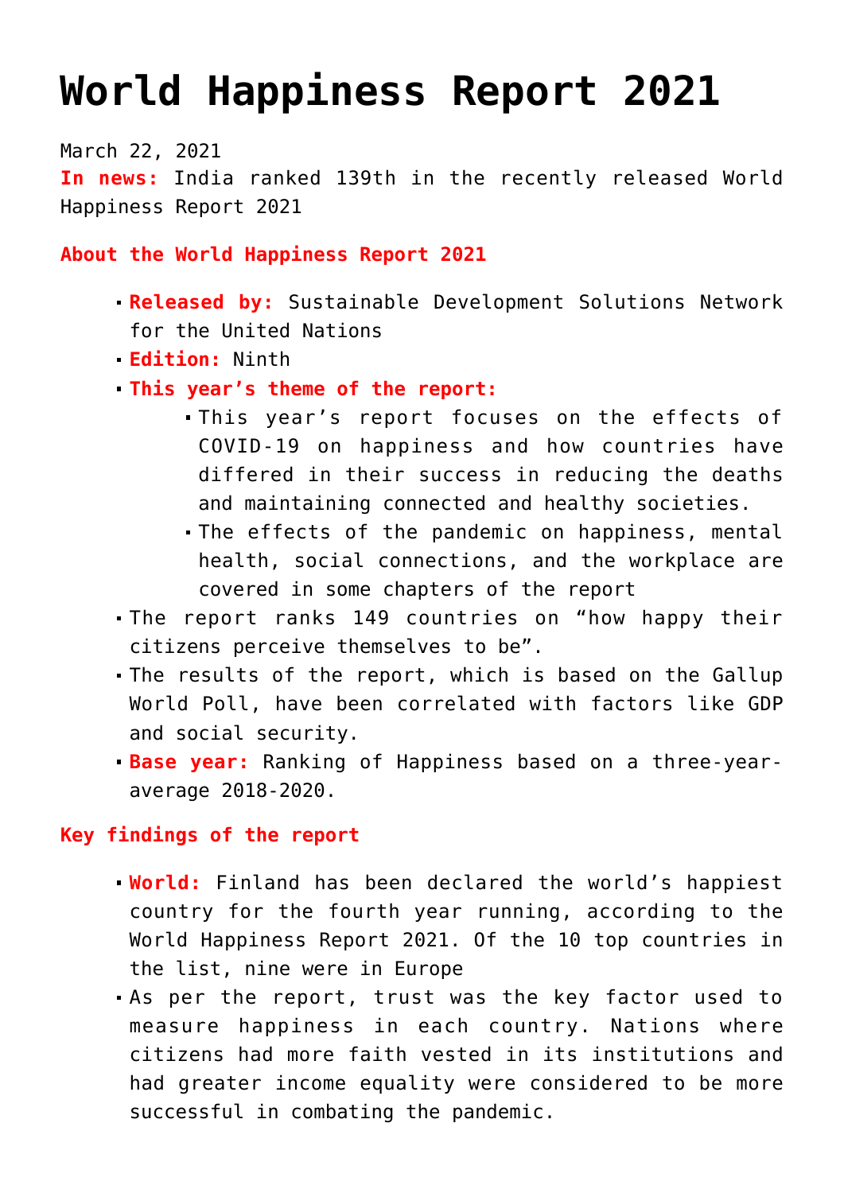# World Happiness Report 2021

March 22, 2021

**In news:** India ranked 139th in the recently released World Happiness Report 2021

**About the World Happiness Report 2021**

- **Released by:** Sustainable Development Solutions Network for the United Nations
- **Edition:** Ninth
- **This year's theme of the report:**
  - This year's report focuses on the effects of COVID-19 on happiness and how countries have differed in their success in reducing the deaths and maintaining connected and healthy societies.
  - The effects of the pandemic on happiness, mental health, social connections, and the workplace are covered in some chapters of the report
- The report ranks 149 countries on "how happy their citizens perceive themselves to be".
- The results of the report, which is based on the Gallup World Poll, have been correlated with factors like GDP and social security.
- **Base year:** Ranking of Happiness based on a three-year-average 2018-2020.

**Key findings of the report**

- **World:** Finland has been declared the world's happiest country for the fourth year running, according to the World Happiness Report 2021. Of the 10 top countries in the list, nine were in Europe
- As per the report, trust was the key factor used to measure happiness in each country. Nations where citizens had more faith vested in its institutions and had greater income equality were considered to be more successful in combating the pandemic.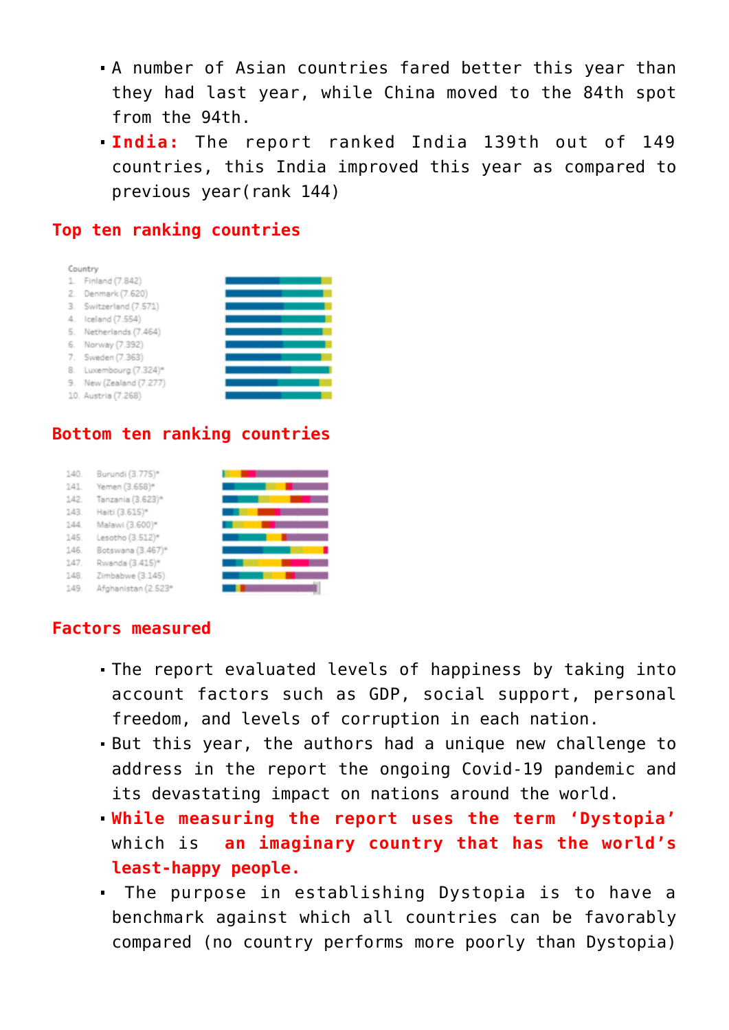- A number of Asian countries fared better this year than they had last year, while China moved to the 84th spot from the 94th.
- **India:** The report ranked India 139th out of 149 countries, this India improved this year as compared to previous year(rank 144)

**Top ten ranking countries**

| Country |
|---|
| 1. Finland (7.842) |
| 2. Denmark (7.620) |
| 3. Switzerland (7.571) |
| 4. Iceland (7.554) |
| 5. Netherlands (7.464) |
| 6. Norway (7.392) |
| 7. Sweden (7.363) |
| 8. Luxembourg (7.324)* |
| 9. New Zealand (7.277) |
| 10. Austria (7.268) |

**Bottom ten ranking countries**

| Country |
|---|
| 140. Burundi (3.775)* |
| 141. Yemen (3.658)* |
| 142. Tanzania (3.623)* |
| 143. Haiti (3.615)* |
| 144. Malawi (3.600)* |
| 145. Lesotho (3.512)* |
| 146. Botswana (3.467)* |
| 147. Rwanda (3.415)* |
| 148. Zimbabwe (3.145) |
| 149. Afghanistan (2.523)* |

**Factors measured**

- The report evaluated levels of happiness by taking into account factors such as GDP, social support, personal freedom, and levels of corruption in each nation.
- But this year, the authors had a unique new challenge to address in the report the ongoing Covid-19 pandemic and its devastating impact on nations around the world.
- **While measuring the report uses the term 'Dystopia'** which is **an imaginary country that has the world's least-happy people.**
- The purpose in establishing Dystopia is to have a benchmark against which all countries can be favorably compared (no country performs more poorly than Dystopia)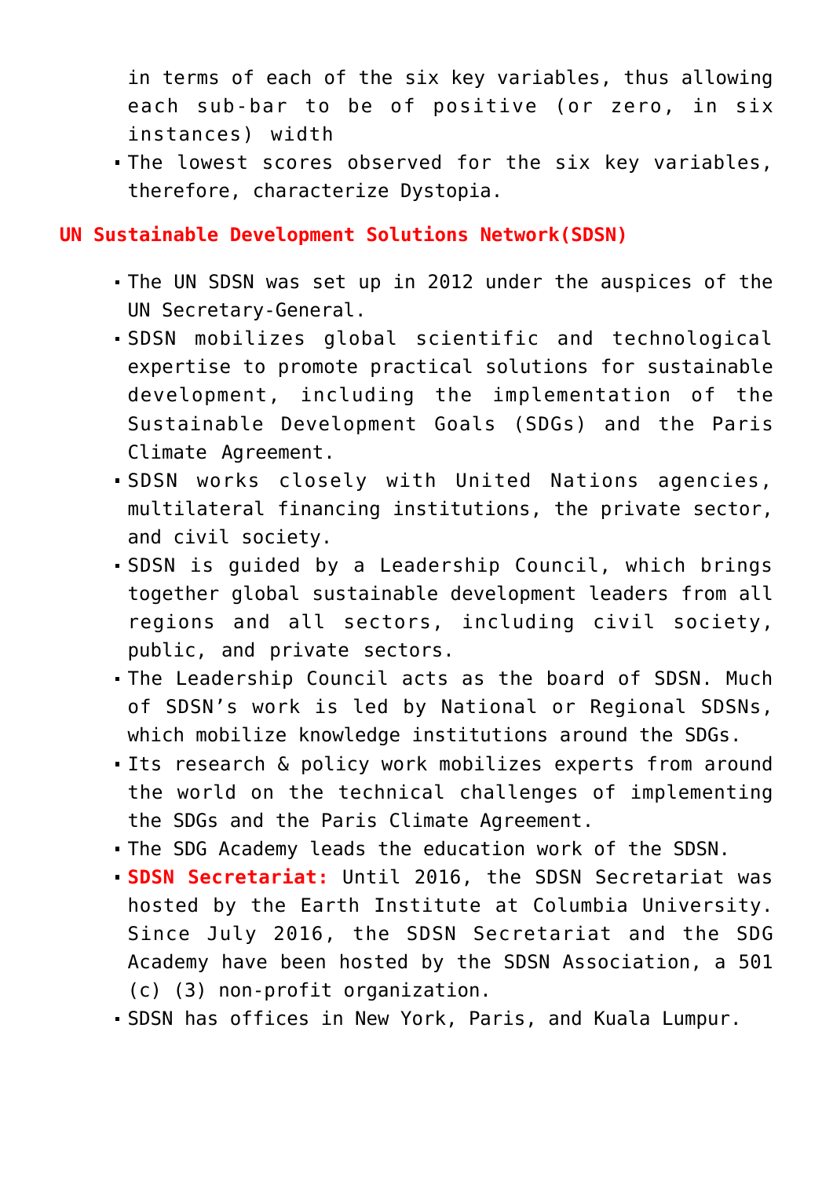in terms of each of the six key variables, thus allowing each sub-bar to be of positive (or zero, in six instances) width
- The lowest scores observed for the six key variables, therefore, characterize Dystopia.

## UN Sustainable Development Solutions Network(SDSN)

- The UN SDSN was set up in 2012 under the auspices of the UN Secretary-General.
- SDSN mobilizes global scientific and technological expertise to promote practical solutions for sustainable development, including the implementation of the Sustainable Development Goals (SDGs) and the Paris Climate Agreement.
- SDSN works closely with United Nations agencies, multilateral financing institutions, the private sector, and civil society.
- SDSN is guided by a Leadership Council, which brings together global sustainable development leaders from all regions and all sectors, including civil society, public, and private sectors.
- The Leadership Council acts as the board of SDSN. Much of SDSN's work is led by National or Regional SDSNs, which mobilize knowledge institutions around the SDGs.
- Its research & policy work mobilizes experts from around the world on the technical challenges of implementing the SDGs and the Paris Climate Agreement.
- The SDG Academy leads the education work of the SDSN.
- **SDSN Secretariat:** Until 2016, the SDSN Secretariat was hosted by the Earth Institute at Columbia University. Since July 2016, the SDSN Secretariat and the SDG Academy have been hosted by the SDSN Association, a 501 (c) (3) non-profit organization.
- SDSN has offices in New York, Paris, and Kuala Lumpur.